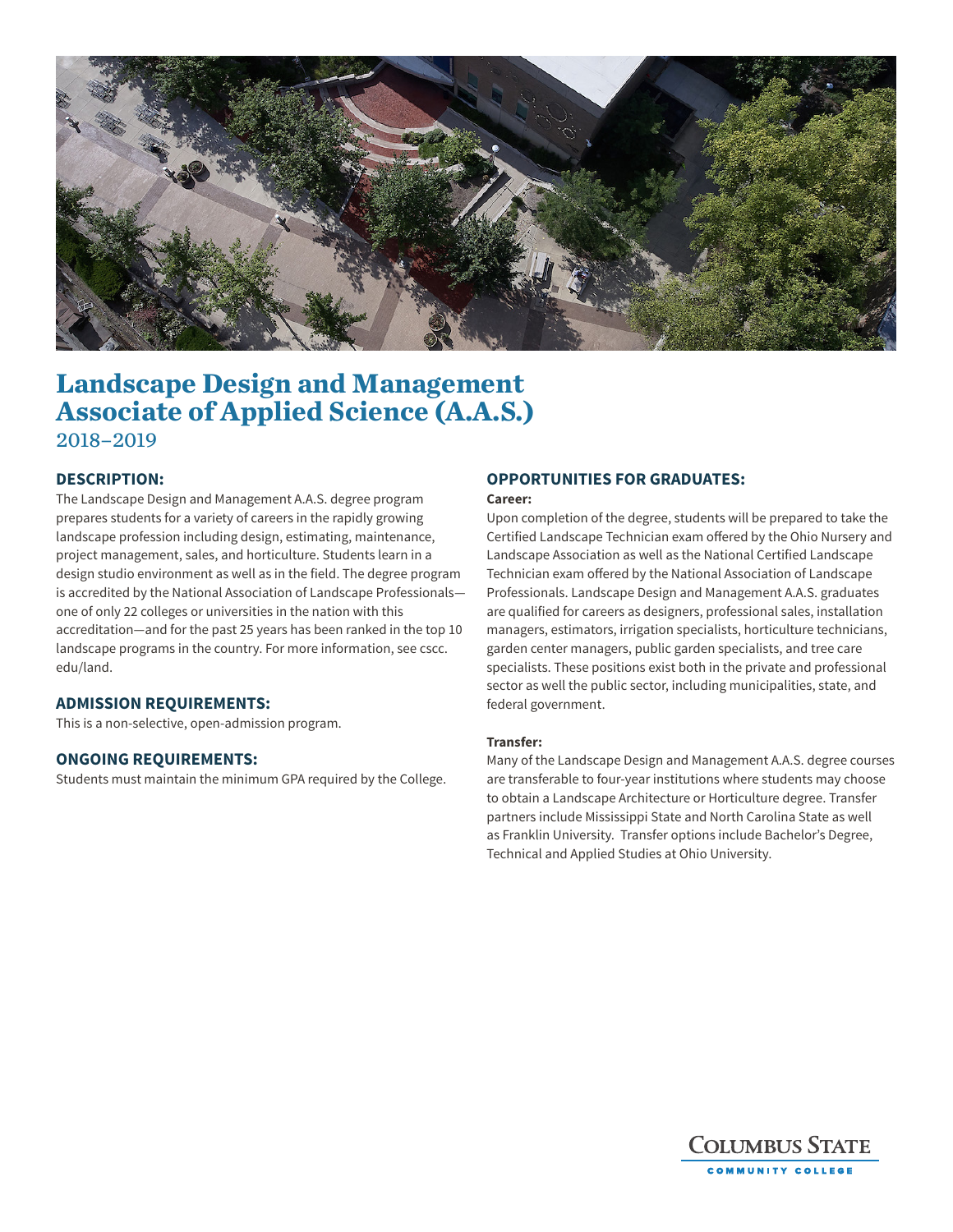# Landscape Design and Management Associate of Applied Science (A.A.S.)

2018–2019

## DESCRIPTION:

The Landscape Design and Management A.A.S. degree program prepares students for a variety of careers in the rapidly growing landscape profession including design, estimating, maintenance, project management, sales, and horticulture. Students learn in a design studio environment as well as in the field. The degree program is accredited by the National Association of Landscape Professionals—one of only 22 colleges or universities in the nation with this accreditation—and for the past 25 years has been ranked in the top 10 landscape programs in the country. For more information, see cscc.edu/land.

## ADMISSION REQUIREMENTS:

This is a non-selective, open-admission program.

## ONGOING REQUIREMENTS:

Students must maintain the minimum GPA required by the College.

## OPPORTUNITIES FOR GRADUATES:

**Career:**

Upon completion of the degree, students will be prepared to take the Certified Landscape Technician exam offered by the Ohio Nursery and Landscape Association as well as the National Certified Landscape Technician exam offered by the National Association of Landscape Professionals. Landscape Design and Management A.A.S. graduates are qualified for careers as designers, professional sales, installation managers, estimators, irrigation specialists, horticulture technicians, garden center managers, public garden specialists, and tree care specialists. These positions exist both in the private and professional sector as well the public sector, including municipalities, state, and federal government.

**Transfer:**

Many of the Landscape Design and Management A.A.S. degree courses are transferable to four-year institutions where students may choose to obtain a Landscape Architecture or Horticulture degree. Transfer partners include Mississippi State and North Carolina State as well as Franklin University. Transfer options include Bachelor's Degree, Technical and Applied Studies at Ohio University.

Columbus State Community College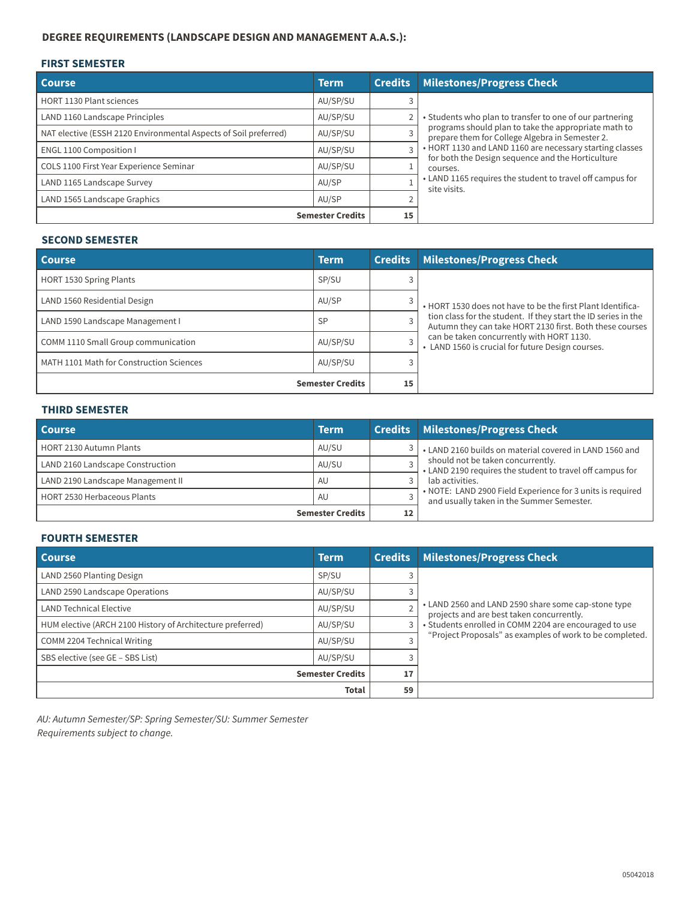## DEGREE REQUIREMENTS (LANDSCAPE DESIGN AND MANAGEMENT A.A.S.):

### FIRST SEMESTER

| Course | Term | Credits | Milestones/Progress Check |
|---|---|---|---|
| HORT 1130 Plant sciences | AU/SP/SU | 3 | • Students who plan to transfer to one of our partnering programs should plan to take the appropriate math to prepare them for College Algebra in Semester 2.<br>• HORT 1130 and LAND 1160 are necessary starting classes for both the Design sequence and the Horticulture courses.<br>• LAND 1165 requires the student to travel off campus for site visits. |
| LAND 1160 Landscape Principles | AU/SP/SU | 2 | |
| NAT elective (ESSH 2120 Environmental Aspects of Soil preferred) | AU/SP/SU | 3 | |
| ENGL 1100 Composition I | AU/SP/SU | 3 | |
| COLS 1100 First Year Experience Seminar | AU/SP/SU | 1 | |
| LAND 1165 Landscape Survey | AU/SP | 1 | |
| LAND 1565 Landscape Graphics | AU/SP | 2 | |
| | **Semester Credits** | **15** | |

### SECOND SEMESTER

| Course | Term | Credits | Milestones/Progress Check |
|---|---|---|---|
| HORT 1530 Spring Plants | SP/SU | 3 | • HORT 1530 does not have to be the first Plant Identification class for the student. If they start the ID series in the Autumn they can take HORT 2130 first. Both these courses can be taken concurrently with HORT 1130.<br>• LAND 1560 is crucial for future Design courses. |
| LAND 1560 Residential Design | AU/SP | 3 | |
| LAND 1590 Landscape Management I | SP | 3 | |
| COMM 1110 Small Group communication | AU/SP/SU | 3 | |
| MATH 1101 Math for Construction Sciences | AU/SP/SU | 3 | |
| | **Semester Credits** | **15** | |

### THIRD SEMESTER

| Course | Term | Credits | Milestones/Progress Check |
|---|---|---|---|
| HORT 2130 Autumn Plants | AU/SU | 3 | • LAND 2160 builds on material covered in LAND 1560 and should not be taken concurrently.<br>• LAND 2190 requires the student to travel off campus for lab activities.<br>• NOTE: LAND 2900 Field Experience for 3 units is required and usually taken in the Summer Semester. |
| LAND 2160 Landscape Construction | AU/SU | 3 | |
| LAND 2190 Landscape Management II | AU | 3 | |
| HORT 2530 Herbaceous Plants | AU | 3 | |
| | **Semester Credits** | **12** | |

### FOURTH SEMESTER

| Course | Term | Credits | Milestones/Progress Check |
|---|---|---|---|
| LAND 2560 Planting Design | SP/SU | 3 | • LAND 2560 and LAND 2590 share some cap-stone type projects and are best taken concurrently.<br>• Students enrolled in COMM 2204 are encouraged to use "Project Proposals" as examples of work to be completed. |
| LAND 2590 Landscape Operations | AU/SP/SU | 3 | |
| LAND Technical Elective | AU/SP/SU | 2 | |
| HUM elective (ARCH 2100 History of Architecture preferred) | AU/SP/SU | 3 | |
| COMM 2204 Technical Writing | AU/SP/SU | 3 | |
| SBS elective (see GE – SBS List) | AU/SP/SU | 3 | |
| | **Semester Credits** | **17** | |
| | **Total** | **59** | |

*AU: Autumn Semester/SP: Spring Semester/SU: Summer Semester*
*Requirements subject to change.*

05042018